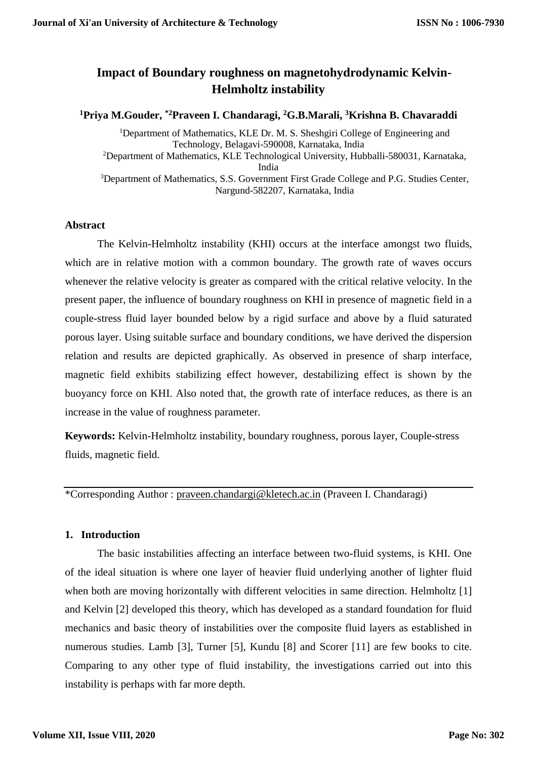# Impact of Boundary roughness on magnetohydrodynamic Kelvin-Helmholtz instability

**[1]Priya M.Gouder, [*2]Praveen I. Chandaragi, [2]G.B.Marali, [3]Krishna B. Chavaraddi**

[1]Department of Mathematics, KLE Dr. M. S. Sheshgiri College of Engineering and Technology, Belagavi-590008, Karnataka, India

[2]Department of Mathematics, KLE Technological University, Hubballi-580031, Karnataka, India

[3]Department of Mathematics, S.S. Government First Grade College and P.G. Studies Center, Nargund-582207, Karnataka, India

## Abstract

The Kelvin-Helmholtz instability (KHI) occurs at the interface amongst two fluids, which are in relative motion with a common boundary. The growth rate of waves occurs whenever the relative velocity is greater as compared with the critical relative velocity. In the present paper, the influence of boundary roughness on KHI in presence of magnetic field in a couple-stress fluid layer bounded below by a rigid surface and above by a fluid saturated porous layer. Using suitable surface and boundary conditions, we have derived the dispersion relation and results are depicted graphically. As observed in presence of sharp interface, magnetic field exhibits stabilizing effect however, destabilizing effect is shown by the buoyancy force on KHI. Also noted that, the growth rate of interface reduces, as there is an increase in the value of roughness parameter.

**Keywords:** Kelvin-Helmholtz instability, boundary roughness, porous layer, Couple-stress fluids, magnetic field.

---

*Corresponding Author : praveen.chandargi@kletech.ac.in (Praveen I. Chandaragi)

## 1. Introduction

The basic instabilities affecting an interface between two-fluid systems, is KHI. One of the ideal situation is where one layer of heavier fluid underlying another of lighter fluid when both are moving horizontally with different velocities in same direction. Helmholtz [1] and Kelvin [2] developed this theory, which has developed as a standard foundation for fluid mechanics and basic theory of instabilities over the composite fluid layers as established in numerous studies. Lamb [3], Turner [5], Kundu [8] and Scorer [11] are few books to cite. Comparing to any other type of fluid instability, the investigations carried out into this instability is perhaps with far more depth.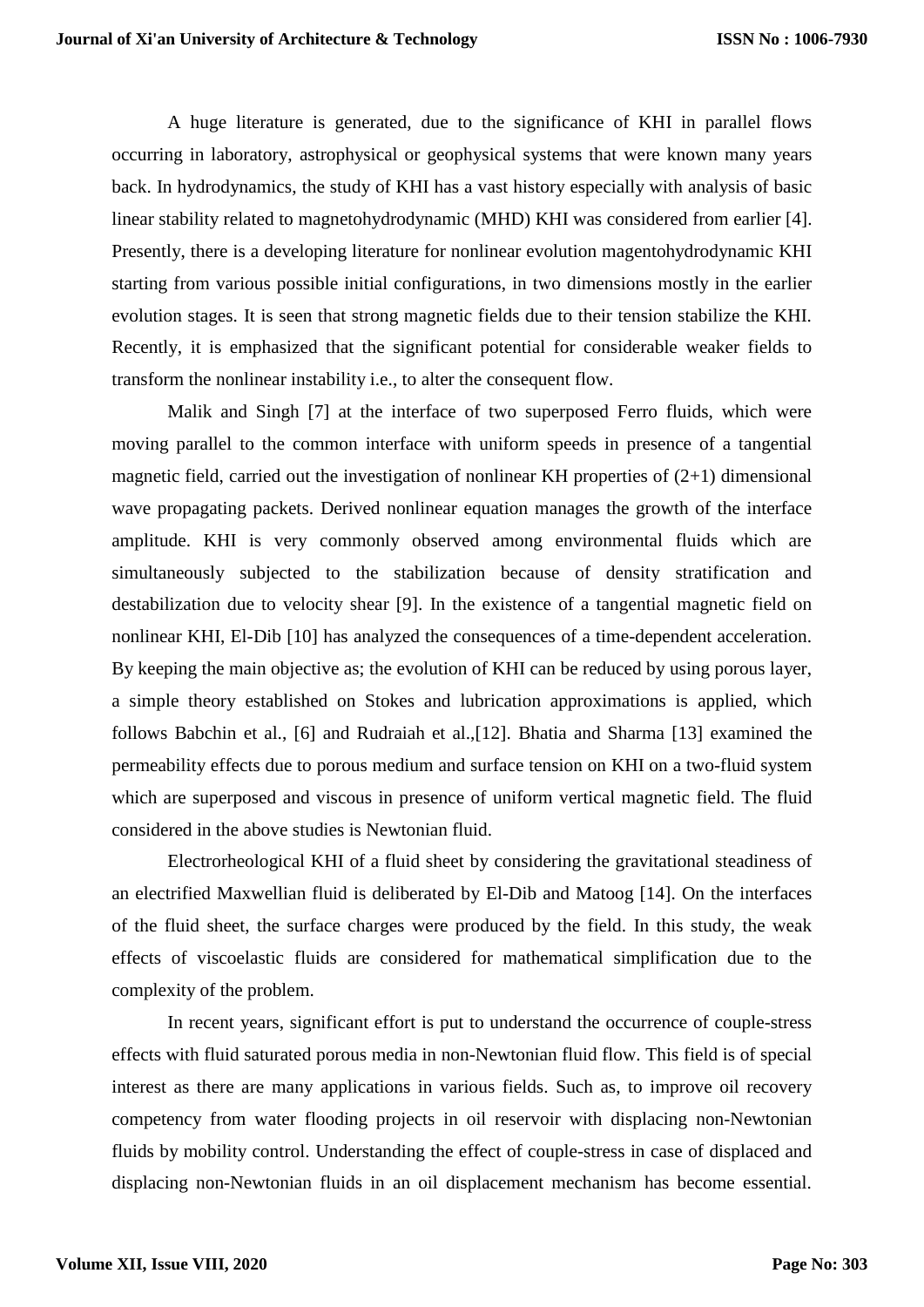A huge literature is generated, due to the significance of KHI in parallel flows occurring in laboratory, astrophysical or geophysical systems that were known many years back. In hydrodynamics, the study of KHI has a vast history especially with analysis of basic linear stability related to magnetohydrodynamic (MHD) KHI was considered from earlier [4]. Presently, there is a developing literature for nonlinear evolution magentohydrodynamic KHI starting from various possible initial configurations, in two dimensions mostly in the earlier evolution stages. It is seen that strong magnetic fields due to their tension stabilize the KHI. Recently, it is emphasized that the significant potential for considerable weaker fields to transform the nonlinear instability i.e., to alter the consequent flow.

Malik and Singh [7] at the interface of two superposed Ferro fluids, which were moving parallel to the common interface with uniform speeds in presence of a tangential magnetic field, carried out the investigation of nonlinear KH properties of (2+1) dimensional wave propagating packets. Derived nonlinear equation manages the growth of the interface amplitude. KHI is very commonly observed among environmental fluids which are simultaneously subjected to the stabilization because of density stratification and destabilization due to velocity shear [9]. In the existence of a tangential magnetic field on nonlinear KHI, El-Dib [10] has analyzed the consequences of a time-dependent acceleration. By keeping the main objective as; the evolution of KHI can be reduced by using porous layer, a simple theory established on Stokes and lubrication approximations is applied, which follows Babchin et al., [6] and Rudraiah et al.,[12]. Bhatia and Sharma [13] examined the permeability effects due to porous medium and surface tension on KHI on a two-fluid system which are superposed and viscous in presence of uniform vertical magnetic field. The fluid considered in the above studies is Newtonian fluid.

Electrorheological KHI of a fluid sheet by considering the gravitational steadiness of an electrified Maxwellian fluid is deliberated by El-Dib and Matoog [14]. On the interfaces of the fluid sheet, the surface charges were produced by the field. In this study, the weak effects of viscoelastic fluids are considered for mathematical simplification due to the complexity of the problem.

In recent years, significant effort is put to understand the occurrence of couple-stress effects with fluid saturated porous media in non-Newtonian fluid flow. This field is of special interest as there are many applications in various fields. Such as, to improve oil recovery competency from water flooding projects in oil reservoir with displacing non-Newtonian fluids by mobility control. Understanding the effect of couple-stress in case of displaced and displacing non-Newtonian fluids in an oil displacement mechanism has become essential.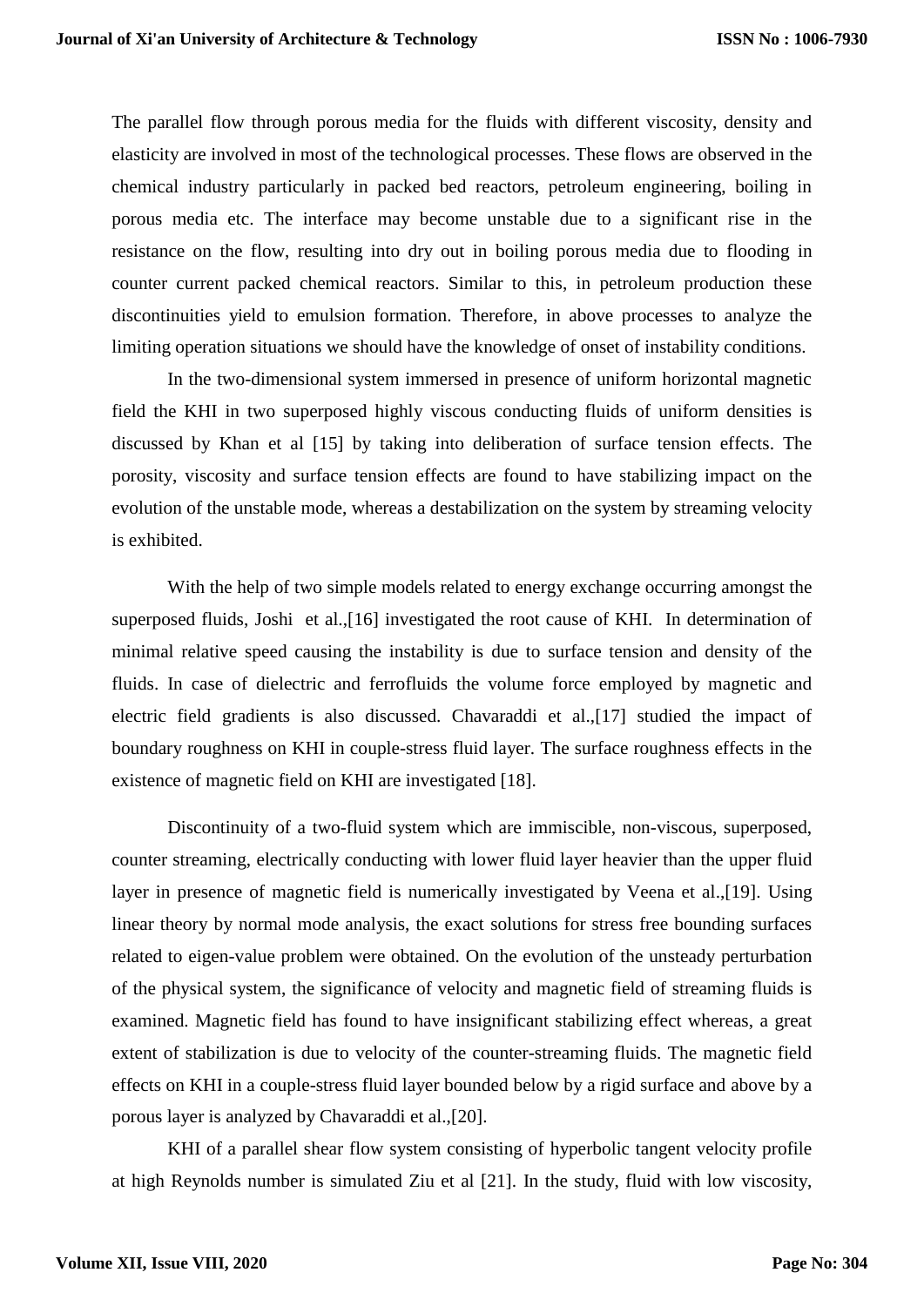The parallel flow through porous media for the fluids with different viscosity, density and elasticity are involved in most of the technological processes. These flows are observed in the chemical industry particularly in packed bed reactors, petroleum engineering, boiling in porous media etc. The interface may become unstable due to a significant rise in the resistance on the flow, resulting into dry out in boiling porous media due to flooding in counter current packed chemical reactors. Similar to this, in petroleum production these discontinuities yield to emulsion formation. Therefore, in above processes to analyze the limiting operation situations we should have the knowledge of onset of instability conditions.

In the two-dimensional system immersed in presence of uniform horizontal magnetic field the KHI in two superposed highly viscous conducting fluids of uniform densities is discussed by Khan et al [15] by taking into deliberation of surface tension effects. The porosity, viscosity and surface tension effects are found to have stabilizing impact on the evolution of the unstable mode, whereas a destabilization on the system by streaming velocity is exhibited.

With the help of two simple models related to energy exchange occurring amongst the superposed fluids, Joshi et al.,[16] investigated the root cause of KHI. In determination of minimal relative speed causing the instability is due to surface tension and density of the fluids. In case of dielectric and ferrofluids the volume force employed by magnetic and electric field gradients is also discussed. Chavaraddi et al.,[17] studied the impact of boundary roughness on KHI in couple-stress fluid layer. The surface roughness effects in the existence of magnetic field on KHI are investigated [18].

Discontinuity of a two-fluid system which are immiscible, non-viscous, superposed, counter streaming, electrically conducting with lower fluid layer heavier than the upper fluid layer in presence of magnetic field is numerically investigated by Veena et al.,[19]. Using linear theory by normal mode analysis, the exact solutions for stress free bounding surfaces related to eigen-value problem were obtained. On the evolution of the unsteady perturbation of the physical system, the significance of velocity and magnetic field of streaming fluids is examined. Magnetic field has found to have insignificant stabilizing effect whereas, a great extent of stabilization is due to velocity of the counter-streaming fluids. The magnetic field effects on KHI in a couple-stress fluid layer bounded below by a rigid surface and above by a porous layer is analyzed by Chavaraddi et al.,[20].

KHI of a parallel shear flow system consisting of hyperbolic tangent velocity profile at high Reynolds number is simulated Ziu et al [21]. In the study, fluid with low viscosity,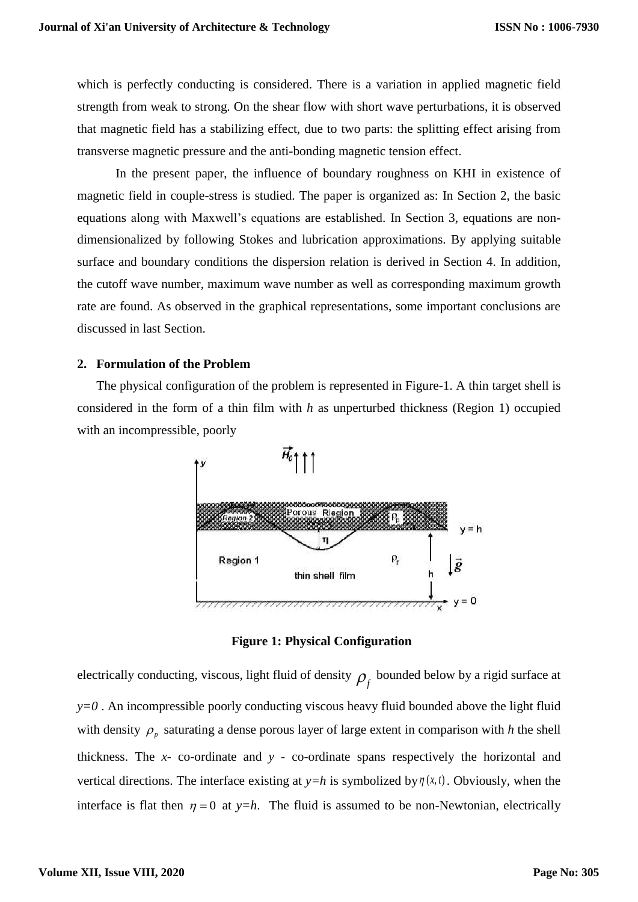which is perfectly conducting is considered. There is a variation in applied magnetic field strength from weak to strong. On the shear flow with short wave perturbations, it is observed that magnetic field has a stabilizing effect, due to two parts: the splitting effect arising from transverse magnetic pressure and the anti-bonding magnetic tension effect.

In the present paper, the influence of boundary roughness on KHI in existence of magnetic field in couple-stress is studied. The paper is organized as: In Section 2, the basic equations along with Maxwell's equations are established. In Section 3, equations are non-dimensionalized by following Stokes and lubrication approximations. By applying suitable surface and boundary conditions the dispersion relation is derived in Section 4. In addition, the cutoff wave number, maximum wave number as well as corresponding maximum growth rate are found. As observed in the graphical representations, some important conclusions are discussed in last Section.

## 2. Formulation of the Problem

The physical configuration of the problem is represented in Figure-1. A thin target shell is considered in the form of a thin film with *h* as unperturbed thickness (Region 1) occupied with an incompressible, poorly

$\vec{H}_0$

y

Porous Riegion

Region 2

$\rho_p$

$\eta$

y = h

Region 1

$\rho_f$

thin shell film

h

$\vec{g}$

y = 0

x

**Figure 1: Physical Configuration**

electrically conducting, viscous, light fluid of density $\rho_f$ bounded below by a rigid surface at *y=0* . An incompressible poorly conducting viscous heavy fluid bounded above the light fluid with density $\rho_p$ saturating a dense porous layer of large extent in comparison with *h* the shell thickness. The *x*- co-ordinate and *y* - co-ordinate spans respectively the horizontal and vertical directions. The interface existing at *y=h* is symbolized by $\eta(x,t)$. Obviously, when the interface is flat then $\eta = 0$ at *y=h*. The fluid is assumed to be non-Newtonian, electrically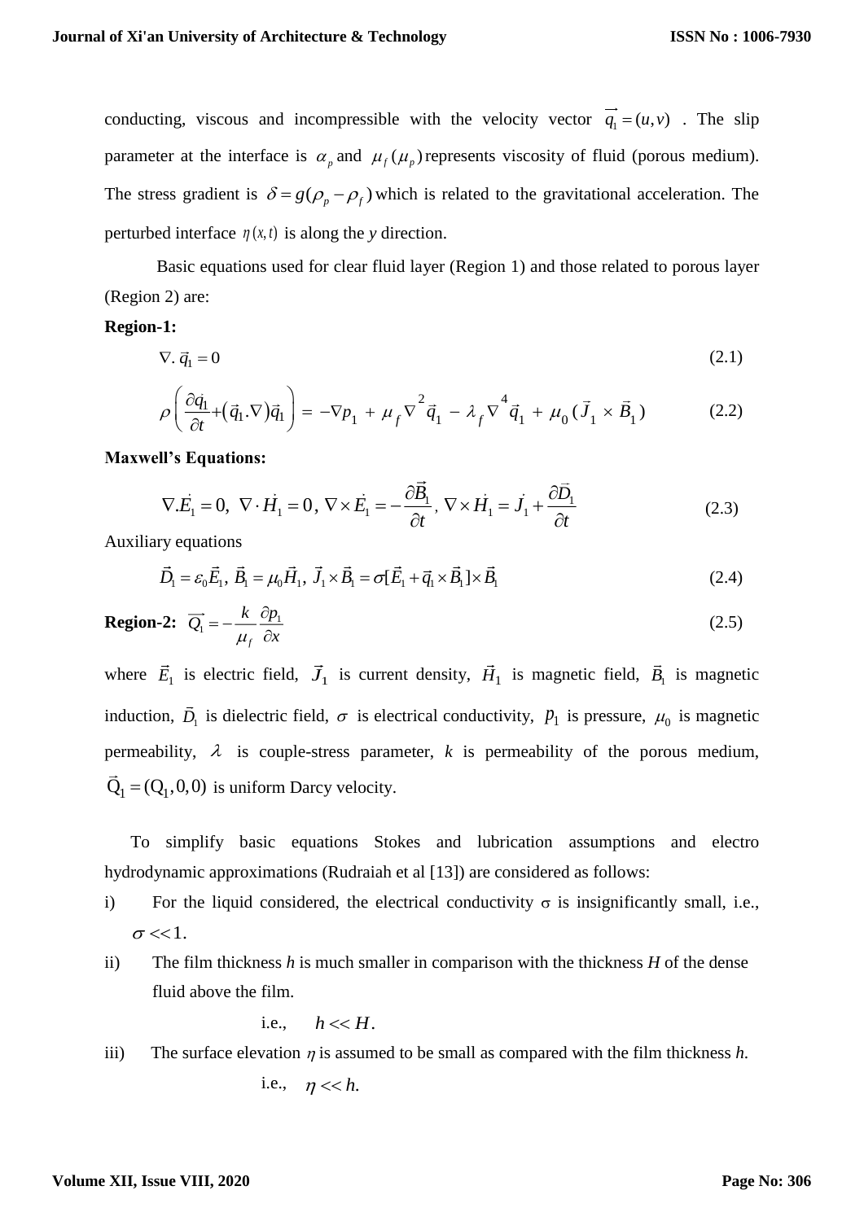conducting, viscous and incompressible with the velocity vector $\overrightarrow{q_1} = (u, v)$ . The slip parameter at the interface is $\alpha_p$ and $\mu_f(\mu_p)$ represents viscosity of fluid (porous medium). The stress gradient is $\delta = g(\rho_p - \rho_f)$ which is related to the gravitational acceleration. The perturbed interface $\eta(x,t)$ is along the *y* direction.

Basic equations used for clear fluid layer (Region 1) and those related to porous layer (Region 2) are:

**Region-1:**

$$\nabla . \vec{q}_1 = 0 \tag{2.1}$$

$$\rho\left(\frac{\partial \dot{q}_1}{\partial t} + (\vec{q}_1 . \nabla)\vec{q}_1\right) = -\nabla p_1 + \mu_f \nabla^2 \vec{q}_1 - \lambda_f \nabla^4 \vec{q}_1 + \mu_0 (\vec{J}_1 \times \vec{B}_1) \tag{2.2}$$

**Maxwell's Equations:**

$$\nabla . \dot{E}_1 = 0,\ \nabla \cdot \dot{H}_1 = 0,\ \nabla \times \dot{E}_1 = -\frac{\partial \vec{B}_1}{\partial t},\ \nabla \times \dot{H}_1 = \dot{J}_1 + \frac{\partial \vec{D}_1}{\partial t} \tag{2.3}$$

Auxiliary equations

$$\vec{D}_1 = \varepsilon_0 \vec{E}_1,\ \vec{B}_1 = \mu_0 \vec{H}_1,\ \vec{J}_1 \times \vec{B}_1 = \sigma[\vec{E}_1 + \vec{q}_1 \times \vec{B}_1] \times \vec{B}_1 \tag{2.4}$$

**Region-2:** $$\overrightarrow{Q_1} = -\frac{k}{\mu_f}\frac{\partial p_1}{\partial x} \tag{2.5}$$

where $\vec{E}_1$ is electric field, $\vec{J}_1$ is current density, $\vec{H}_1$ is magnetic field, $\vec{B}_1$ is magnetic induction, $\vec{D}_1$ is dielectric field, $\sigma$ is electrical conductivity, $p_1$ is pressure, $\mu_0$ is magnetic permeability, $\lambda$ is couple-stress parameter, *k* is permeability of the porous medium, $\vec{Q}_1 = (Q_1, 0, 0)$ is uniform Darcy velocity.

To simplify basic equations Stokes and lubrication assumptions and electro hydrodynamic approximations (Rudraiah et al [13]) are considered as follows:

i) For the liquid considered, the electrical conductivity $\sigma$ is insignificantly small, i.e., $\sigma << 1$.

ii) The film thickness *h* is much smaller in comparison with the thickness *H* of the dense fluid above the film.

   i.e., $h << H$.

iii) The surface elevation $\eta$ is assumed to be small as compared with the film thickness *h.*

   i.e., $\eta << h.$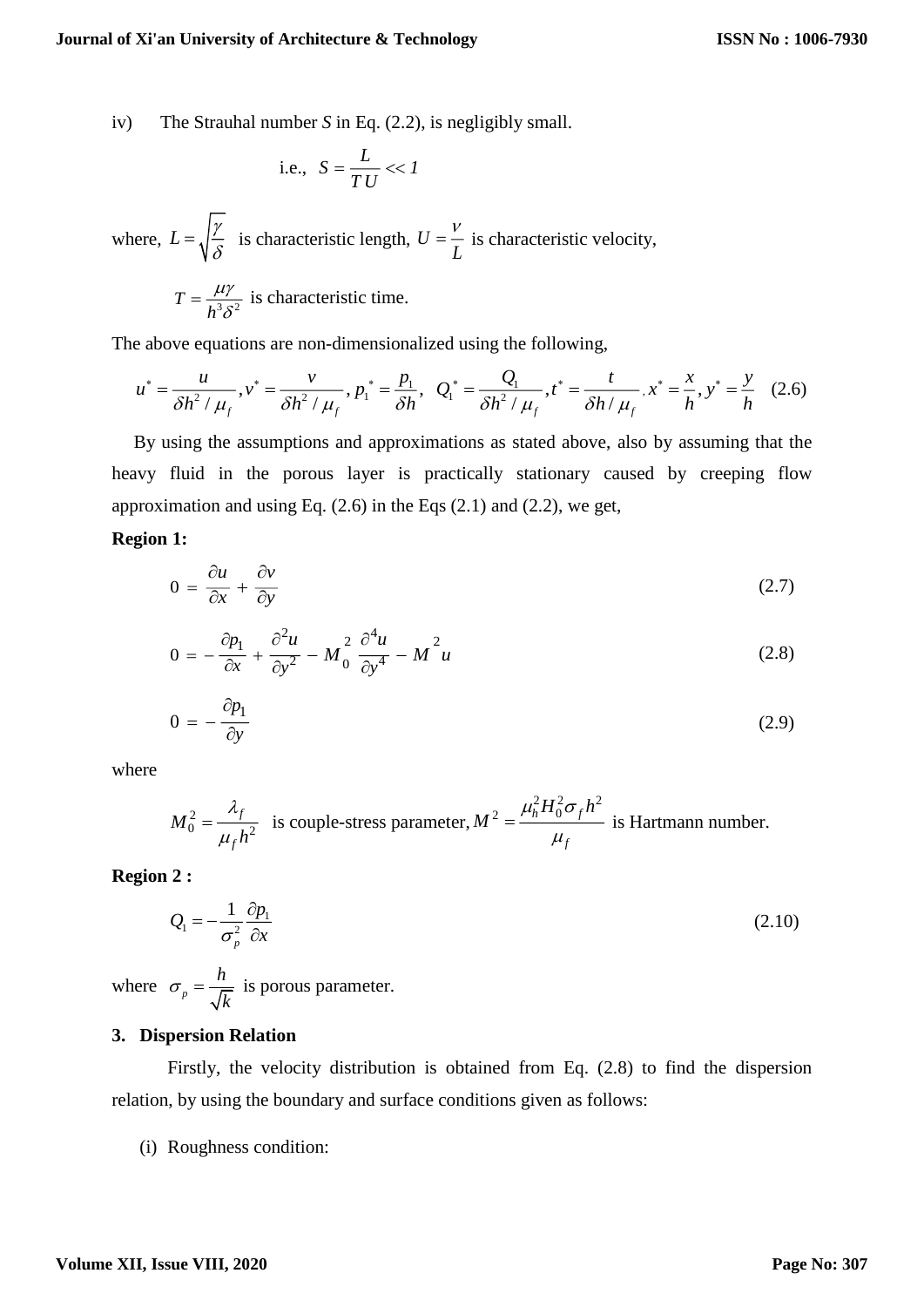iv) The Strauhal number $S$ in Eq. (2.2), is negligibly small.

$$\text{i.e.,} \quad S = \frac{L}{TU} << 1$$

where, $L = \sqrt{\frac{\gamma}{\delta}}$ is characteristic length, $U = \frac{\nu}{L}$ is characteristic velocity,

$T = \frac{\mu\gamma}{h^3\delta^2}$ is characteristic time.

The above equations are non-dimensionalized using the following,

$$u^* = \frac{u}{\delta h^2 / \mu_f}, v^* = \frac{v}{\delta h^2 / \mu_f}, p_1^* = \frac{p_1}{\delta h}, \quad Q_1^* = \frac{Q_1}{\delta h^2 / \mu_f}, t^* = \frac{t}{\delta h / \mu_f}, x^* = \frac{x}{h}, y^* = \frac{y}{h} \quad (2.6)$$

By using the assumptions and approximations as stated above, also by assuming that the heavy fluid in the porous layer is practically stationary caused by creeping flow approximation and using Eq. (2.6) in the Eqs (2.1) and (2.2), we get,

**Region 1:**

$$0 = \frac{\partial u}{\partial x} + \frac{\partial v}{\partial y} \tag{2.7}$$

$$0 = -\frac{\partial p_1}{\partial x} + \frac{\partial^2 u}{\partial y^2} - M_0^2 \frac{\partial^4 u}{\partial y^4} - M^2 u \tag{2.8}$$

$$0 = -\frac{\partial p_1}{\partial y} \tag{2.9}$$

where

$M_0^2 = \frac{\lambda_f}{\mu_f h^2}$ is couple-stress parameter, $M^2 = \frac{\mu_h^2 H_0^2 \sigma_f h^2}{\mu_f}$ is Hartmann number.

**Region 2 :**

$$Q_1 = -\frac{1}{\sigma_p^2} \frac{\partial p_1}{\partial x} \tag{2.10}$$

where $\sigma_p = \frac{h}{\sqrt{k}}$ is porous parameter.

## 3. Dispersion Relation

Firstly, the velocity distribution is obtained from Eq. (2.8) to find the dispersion relation, by using the boundary and surface conditions given as follows:

(i) Roughness condition: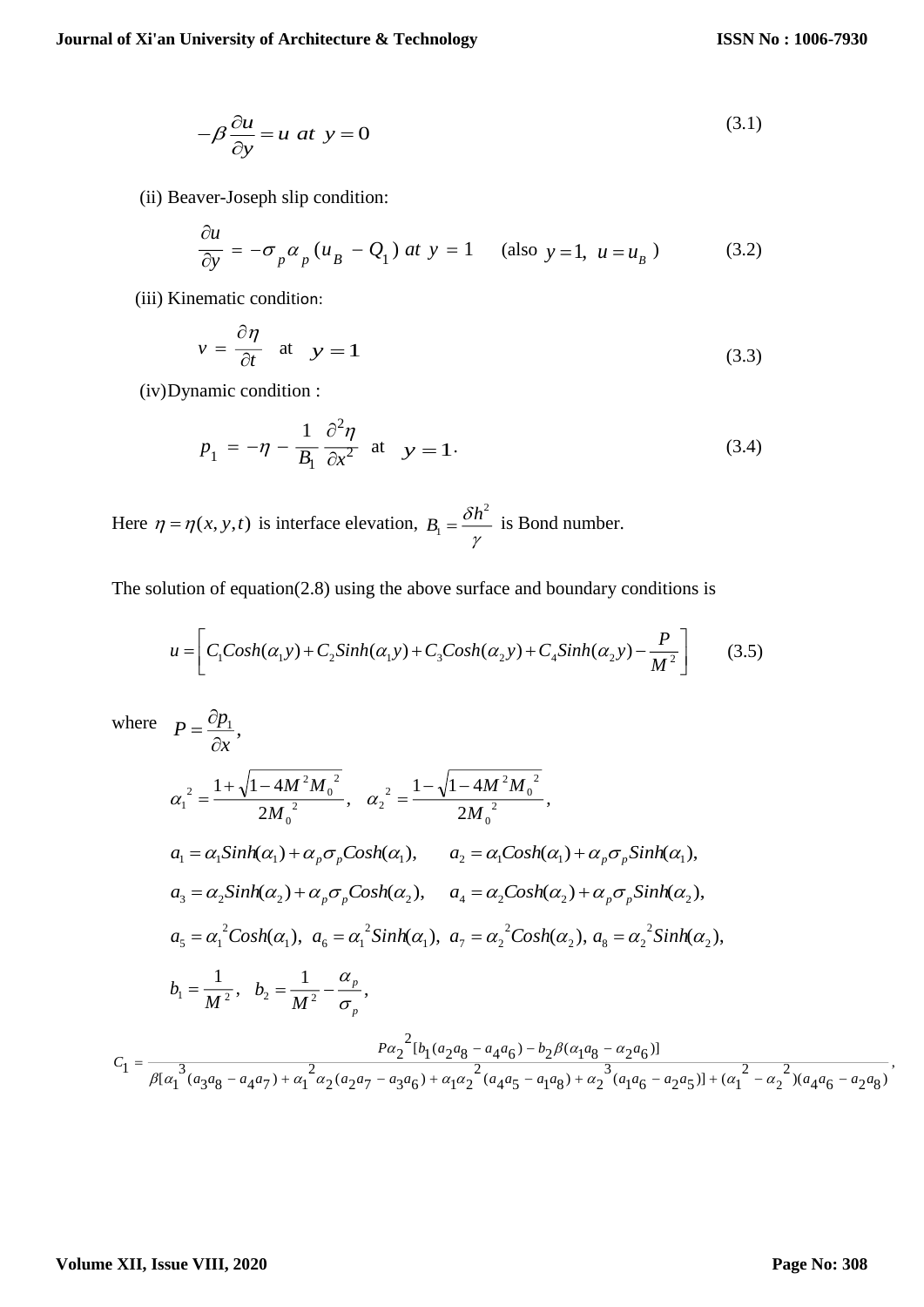$$-\beta\frac{\partial u}{\partial y}=u \;\; at \;\; y=0 \tag{3.1}$$

(ii) Beaver-Joseph slip condition:

$$\frac{\partial u}{\partial y}=-\sigma_p\alpha_p(u_B-Q_1) \;\; at \;\; y=1 \qquad (\text{also } y=1,\; u=u_B) \tag{3.2}$$

(iii) Kinematic condition:

$$v=\frac{\partial \eta}{\partial t} \quad \text{at} \quad y=1 \tag{3.3}$$

(iv) Dynamic condition :

$$p_1=-\eta-\frac{1}{B_1}\frac{\partial^2\eta}{\partial x^2} \quad \text{at} \quad y=1. \tag{3.4}$$

Here $\eta=\eta(x,y,t)$ is interface elevation, $B_1=\frac{\delta h^2}{\gamma}$ is Bond number.

The solution of equation(2.8) using the above surface and boundary conditions is

$$u=\left[C_1Cosh(\alpha_1 y)+C_2Sinh(\alpha_1 y)+C_3Cosh(\alpha_2 y)+C_4Sinh(\alpha_2 y)-\frac{P}{M^2}\right] \tag{3.5}$$

where $P=\frac{\partial p_1}{\partial x}$,

$$\alpha_1^{\,2}=\frac{1+\sqrt{1-4M^2M_0^{\,2}}}{2M_0^{\,2}},\quad \alpha_2^{\,2}=\frac{1-\sqrt{1-4M^2M_0^{\,2}}}{2M_0^{\,2}},$$

$$a_1=\alpha_1 Sinh(\alpha_1)+\alpha_p\sigma_p Cosh(\alpha_1),\qquad a_2=\alpha_1 Cosh(\alpha_1)+\alpha_p\sigma_p Sinh(\alpha_1),$$

$$a_3=\alpha_2 Sinh(\alpha_2)+\alpha_p\sigma_p Cosh(\alpha_2),\qquad a_4=\alpha_2 Cosh(\alpha_2)+\alpha_p\sigma_p Sinh(\alpha_2),$$

$$a_5=\alpha_1^{\,2}Cosh(\alpha_1),\;\; a_6=\alpha_1^{\,2}Sinh(\alpha_1),\;\; a_7=\alpha_2^{\,2}Cosh(\alpha_2),\;\; a_8=\alpha_2^{\,2}Sinh(\alpha_2),$$

$$b_1=\frac{1}{M^2},\quad b_2=\frac{1}{M^2}-\frac{\alpha_p}{\sigma_p},$$

$$C_1=\frac{P\alpha_2^{\,2}[b_1(a_2a_8-a_4a_6)-b_2\beta(\alpha_1a_8-\alpha_2a_6)]}{\beta[\alpha_1^{\,3}(a_3a_8-a_4a_7)+\alpha_1^{\,2}\alpha_2(a_2a_7-a_3a_6)+\alpha_1\alpha_2^{\,2}(a_4a_5-a_1a_8)+\alpha_2^{\,3}(a_1a_6-a_2a_5)]+(\alpha_1^{\,2}-\alpha_2^{\,2})(a_4a_6-a_2a_8)},$$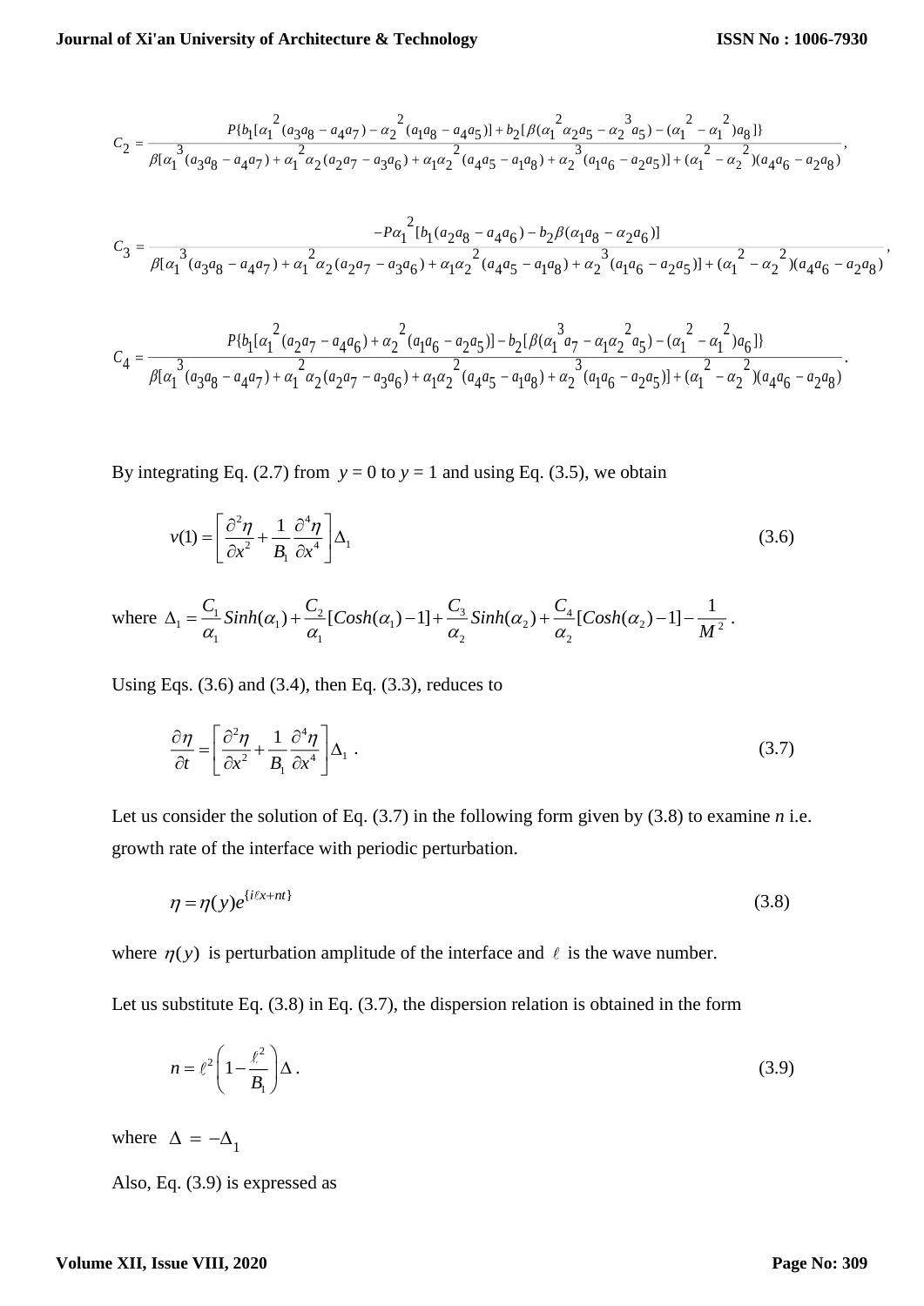$$C_2 = \frac{P\{b_1[\alpha_1^2(a_3a_8 - a_4a_7) - \alpha_2^2(a_1a_8 - a_4a_5)] + b_2[\beta(\alpha_1^2\alpha_2a_5 - \alpha_2^3a_5) - (\alpha_1^2 - \alpha_1^2)a_8]\}}{\beta[\alpha_1^3(a_3a_8 - a_4a_7) + \alpha_1^2\alpha_2(a_2a_7 - a_3a_6) + \alpha_1\alpha_2^2(a_4a_5 - a_1a_8) + \alpha_2^3(a_1a_6 - a_2a_5)] + (\alpha_1^2 - \alpha_2^2)(a_4a_6 - a_2a_8)},$$

$$C_3 = \frac{-P\alpha_1^2[b_1(a_2a_8 - a_4a_6) - b_2\beta(\alpha_1a_8 - \alpha_2a_6)]}{\beta[\alpha_1^3(a_3a_8 - a_4a_7) + \alpha_1^2\alpha_2(a_2a_7 - a_3a_6) + \alpha_1\alpha_2^2(a_4a_5 - a_1a_8) + \alpha_2^3(a_1a_6 - a_2a_5)] + (\alpha_1^2 - \alpha_2^2)(a_4a_6 - a_2a_8)},$$

$$C_4 = \frac{P\{b_1[\alpha_1^2(a_2a_7 - a_4a_6) + \alpha_2^2(a_1a_6 - a_2a_5)] - b_2[\beta(\alpha_1^3a_7 - \alpha_1\alpha_2^2a_5) - (\alpha_1^2 - \alpha_1^2)a_6]\}}{\beta[\alpha_1^3(a_3a_8 - a_4a_7) + \alpha_1^2\alpha_2(a_2a_7 - a_3a_6) + \alpha_1\alpha_2^2(a_4a_5 - a_1a_8) + \alpha_2^3(a_1a_6 - a_2a_5)] + (\alpha_1^2 - \alpha_2^2)(a_4a_6 - a_2a_8)}.$$

By integrating Eq. (2.7) from $y = 0$ to $y = 1$ and using Eq. (3.5), we obtain

$$v(1) = \left[\frac{\partial^2\eta}{\partial x^2} + \frac{1}{B_1}\frac{\partial^4\eta}{\partial x^4}\right]\Delta_1 \tag{3.6}$$

where $\Delta_1 = \frac{C_1}{\alpha_1}Sinh(\alpha_1) + \frac{C_2}{\alpha_1}[Cosh(\alpha_1) - 1] + \frac{C_3}{\alpha_2}Sinh(\alpha_2) + \frac{C_4}{\alpha_2}[Cosh(\alpha_2) - 1] - \frac{1}{M^2}$.

Using Eqs. (3.6) and (3.4), then Eq. (3.3), reduces to

$$\frac{\partial\eta}{\partial t} = \left[\frac{\partial^2\eta}{\partial x^2} + \frac{1}{B_1}\frac{\partial^4\eta}{\partial x^4}\right]\Delta_1 . \tag{3.7}$$

Let us consider the solution of Eq. (3.7) in the following form given by (3.8) to examine *n* i.e. growth rate of the interface with periodic perturbation.

$$\eta = \eta(y)e^{\{i\ell x + nt\}} \tag{3.8}$$

where $\eta(y)$ is perturbation amplitude of the interface and $\ell$ is the wave number.

Let us substitute Eq. (3.8) in Eq. (3.7), the dispersion relation is obtained in the form

$$n = \ell^2\left(1 - \frac{\ell^2}{B_1}\right)\Delta . \tag{3.9}$$

where $\Delta = -\Delta_1$

Also, Eq. (3.9) is expressed as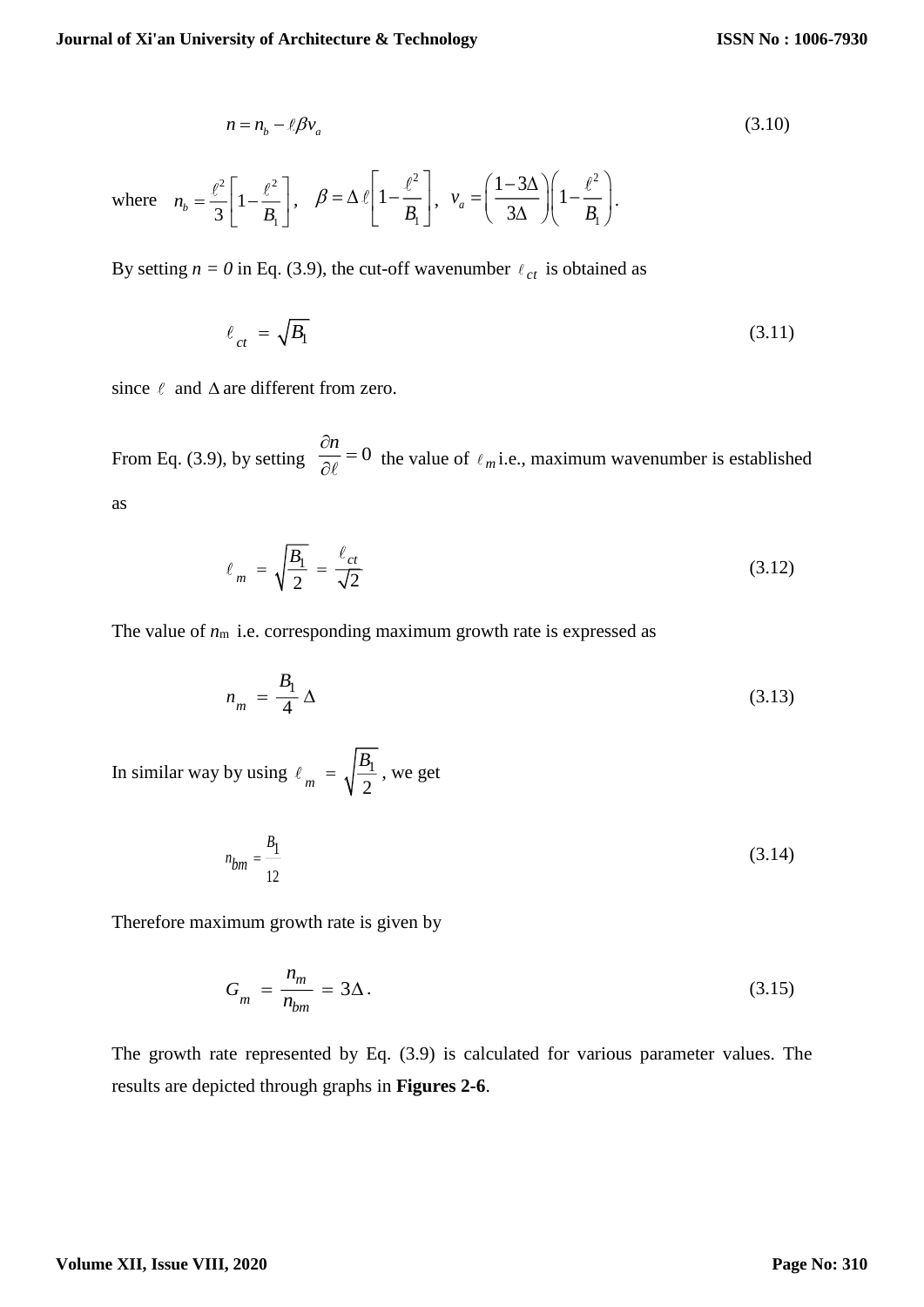$$n = n_b - \ell \beta v_a \tag{3.10}$$

where $n_b = \dfrac{\ell^2}{3}\left[1 - \dfrac{\ell^2}{B_1}\right]$, $\beta = \Delta\,\ell\left[1 - \dfrac{\ell^2}{B_1}\right]$, $v_a = \left(\dfrac{1-3\Delta}{3\Delta}\right)\left(1 - \dfrac{\ell^2}{B_1}\right)$.

By setting $n = 0$ in Eq. (3.9), the cut-off wavenumber $\ell_{ct}$ is obtained as

$$\ell_{ct} = \sqrt{B_1} \tag{3.11}$$

since $\ell$ and $\Delta$ are different from zero.

From Eq. (3.9), by setting $\dfrac{\partial n}{\partial \ell} = 0$ the value of $\ell_m$ i.e., maximum wavenumber is established as

$$\ell_m = \sqrt{\frac{B_1}{2}} = \frac{\ell_{ct}}{\sqrt{2}} \tag{3.12}$$

The value of $n_m$ i.e. corresponding maximum growth rate is expressed as

$$n_m = \frac{B_1}{4}\Delta \tag{3.13}$$

In similar way by using $\ell_m = \sqrt{\dfrac{B_1}{2}}$, we get

$$n_{bm} = \frac{B_1}{12} \tag{3.14}$$

Therefore maximum growth rate is given by

$$G_m = \frac{n_m}{n_{bm}} = 3\Delta. \tag{3.15}$$

The growth rate represented by Eq. (3.9) is calculated for various parameter values. The results are depicted through graphs in **Figures 2-6**.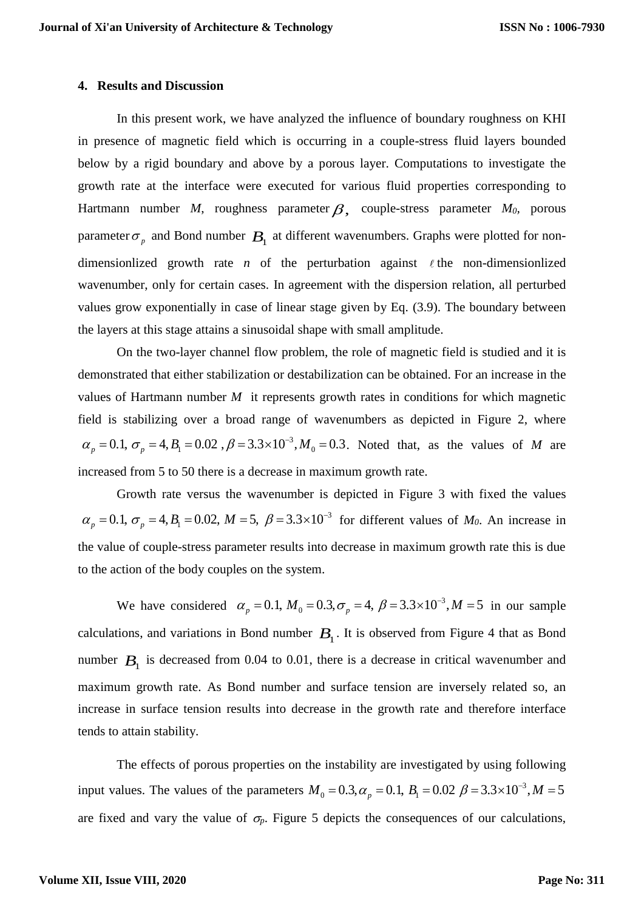### 4. Results and Discussion

In this present work, we have analyzed the influence of boundary roughness on KHI in presence of magnetic field which is occurring in a couple-stress fluid layers bounded below by a rigid boundary and above by a porous layer. Computations to investigate the growth rate at the interface were executed for various fluid properties corresponding to Hartmann number $M$, roughness parameter $\beta$, couple-stress parameter $M_0$, porous parameter $\sigma_p$ and Bond number $B_1$ at different wavenumbers. Graphs were plotted for non-dimensionlized growth rate $n$ of the perturbation against $\ell$ the non-dimensionlized wavenumber, only for certain cases. In agreement with the dispersion relation, all perturbed values grow exponentially in case of linear stage given by Eq. (3.9). The boundary between the layers at this stage attains a sinusoidal shape with small amplitude.

On the two-layer channel flow problem, the role of magnetic field is studied and it is demonstrated that either stabilization or destabilization can be obtained. For an increase in the values of Hartmann number $M$ it represents growth rates in conditions for which magnetic field is stabilizing over a broad range of wavenumbers as depicted in Figure 2, where $\alpha_p = 0.1, \sigma_p = 4, B_1 = 0.02$ , $\beta = 3.3\times10^{-3}, M_0 = 0.3$. Noted that, as the values of $M$ are increased from 5 to 50 there is a decrease in maximum growth rate.

Growth rate versus the wavenumber is depicted in Figure 3 with fixed the values $\alpha_p = 0.1, \sigma_p = 4, B_1 = 0.02, M = 5, \beta = 3.3\times10^{-3}$ for different values of $M_0$. An increase in the value of couple-stress parameter results into decrease in maximum growth rate this is due to the action of the body couples on the system.

We have considered $\alpha_p = 0.1, M_0 = 0.3, \sigma_p = 4, \beta = 3.3\times10^{-3}, M = 5$ in our sample calculations, and variations in Bond number $B_1$. It is observed from Figure 4 that as Bond number $B_1$ is decreased from 0.04 to 0.01, there is a decrease in critical wavenumber and maximum growth rate. As Bond number and surface tension are inversely related so, an increase in surface tension results into decrease in the growth rate and therefore interface tends to attain stability.

The effects of porous properties on the instability are investigated by using following input values. The values of the parameters $M_0 = 0.3, \alpha_p = 0.1, B_1 = 0.02$ $\beta = 3.3\times10^{-3}, M = 5$ are fixed and vary the value of $\sigma_p$. Figure 5 depicts the consequences of our calculations,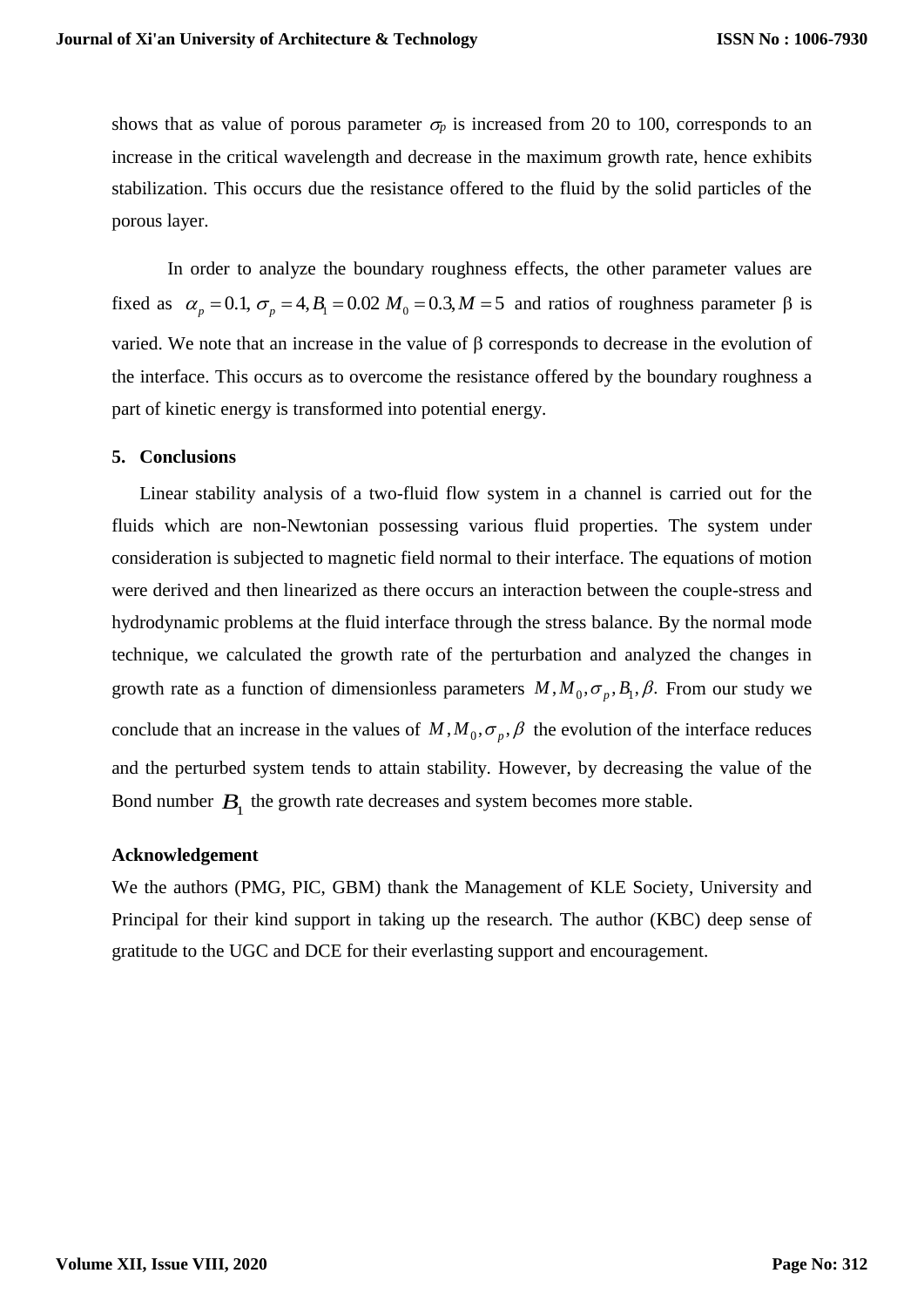shows that as value of porous parameter $\sigma_p$ is increased from 20 to 100, corresponds to an increase in the critical wavelength and decrease in the maximum growth rate, hence exhibits stabilization. This occurs due the resistance offered to the fluid by the solid particles of the porous layer.

In order to analyze the boundary roughness effects, the other parameter values are fixed as $\alpha_p = 0.1, \sigma_p = 4, B_1 = 0.02\ M_0 = 0.3, M = 5$ and ratios of roughness parameter β is varied. We note that an increase in the value of β corresponds to decrease in the evolution of the interface. This occurs as to overcome the resistance offered by the boundary roughness a part of kinetic energy is transformed into potential energy.

## 5. Conclusions

Linear stability analysis of a two-fluid flow system in a channel is carried out for the fluids which are non-Newtonian possessing various fluid properties. The system under consideration is subjected to magnetic field normal to their interface. The equations of motion were derived and then linearized as there occurs an interaction between the couple-stress and hydrodynamic problems at the fluid interface through the stress balance. By the normal mode technique, we calculated the growth rate of the perturbation and analyzed the changes in growth rate as a function of dimensionless parameters $M, M_0, \sigma_p, B_1, \beta$. From our study we conclude that an increase in the values of $M, M_0, \sigma_p, \beta$ the evolution of the interface reduces and the perturbed system tends to attain stability. However, by decreasing the value of the Bond number $B_1$ the growth rate decreases and system becomes more stable.

### Acknowledgement

We the authors (PMG, PIC, GBM) thank the Management of KLE Society, University and Principal for their kind support in taking up the research. The author (KBC) deep sense of gratitude to the UGC and DCE for their everlasting support and encouragement.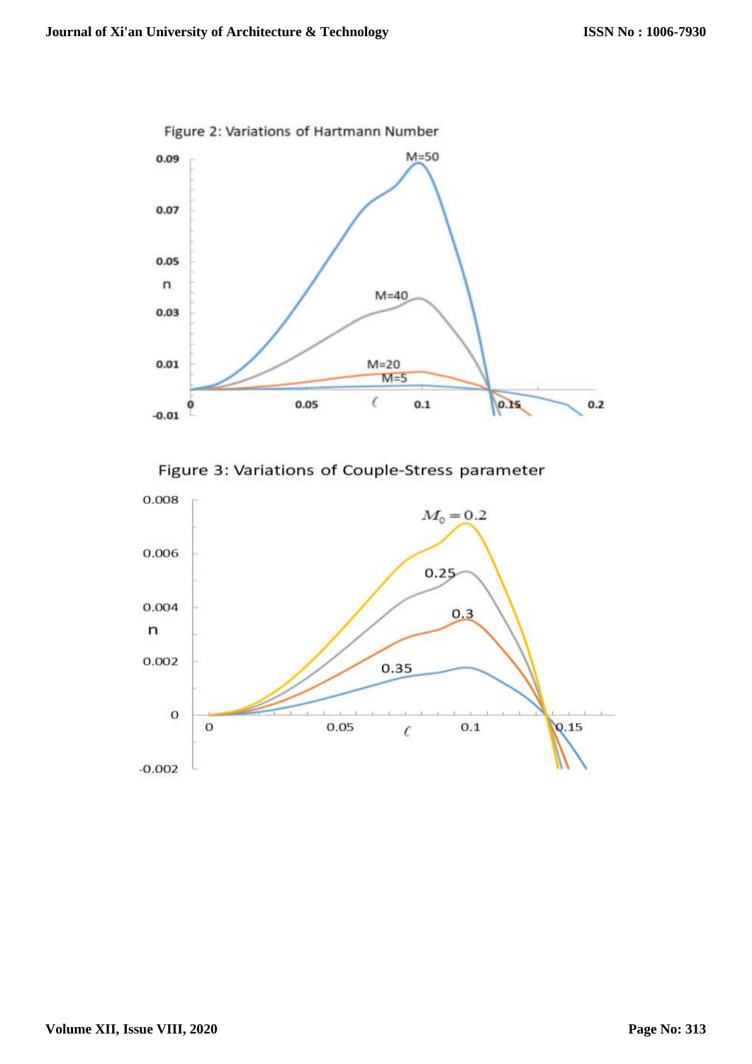Figure 2: Variations of Hartmann Number

0.09
0.07
0.05
n
0.03
0.01
-0.01

0
0.05
$\ell$
0.1
0.15
0.2

M=50
M=40
M=20
M=5

Figure 3: Variations of Couple-Stress parameter

0.008
0.006
0.004
n
0.002
0
-0.002

0
0.05
$\ell$
0.1
0.15

$M_0 = 0.2$
0.25
0.3
0.35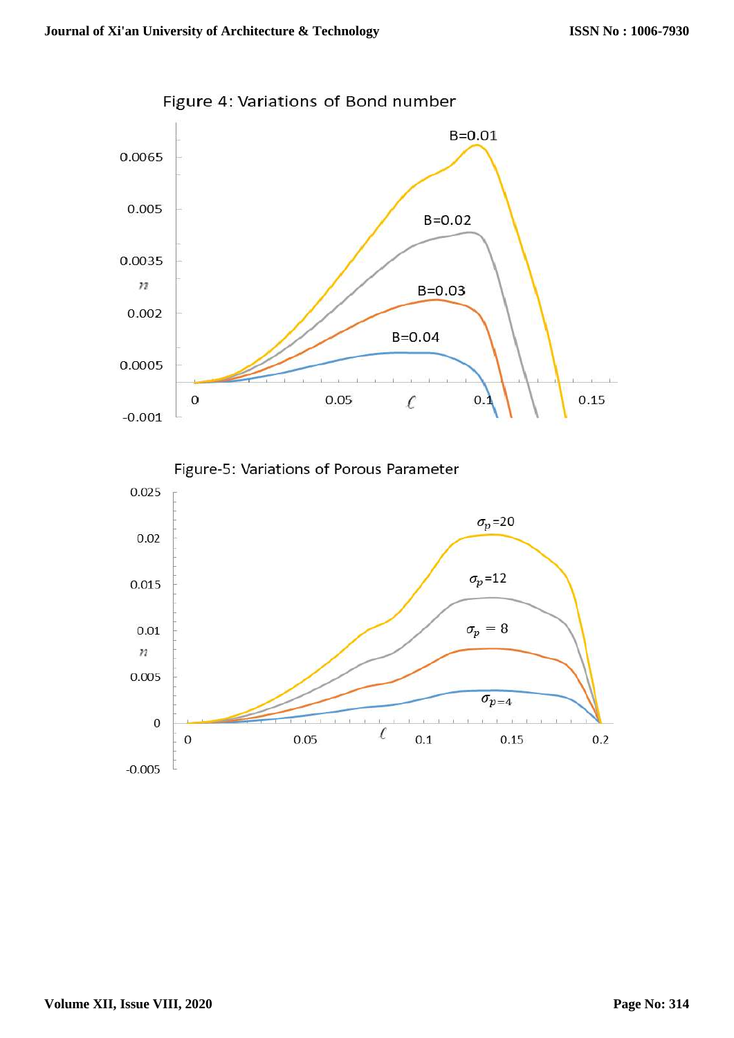Figure 4: Variations of Bond number

B=0.01

B=0.02

B=0.03

B=0.04

0.0065

0.005

0.0035

$n$

0.002

0.0005

-0.001

0

0.05

$\ell$

0.1

0.15

Figure-5: Variations of Porous Parameter

$\sigma_p$=20

$\sigma_p$=12

$\sigma_p = 8$

$\sigma_{p=4}$

0.025

0.02

0.015

0.01

$n$

0.005

0

-0.005

0

0.05

$\ell$

0.1

0.15

0.2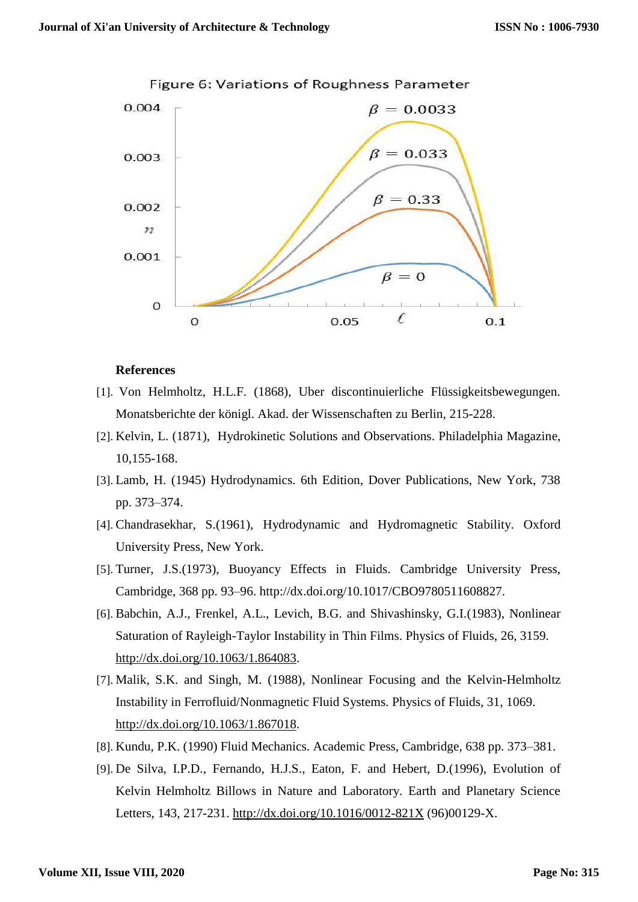Figure 6: Variations of Roughness Parameter

0.004

0.003

0.002

$n$

0.001

0

$\beta = 0.0033$

$\beta = 0.033$

$\beta = 0.33$

$\beta = 0$

0

0.05

$\ell$

0.1

**References**

[1]. Von Helmholtz, H.L.F. (1868), Uber discontinuierliche Flüssigkeitsbewegungen. Monatsberichte der königl. Akad. der Wissenschaften zu Berlin, 215-228.

[2]. Kelvin, L. (1871), Hydrokinetic Solutions and Observations. Philadelphia Magazine, 10,155-168.

[3]. Lamb, H. (1945) Hydrodynamics. 6th Edition, Dover Publications, New York, 738 pp. 373–374.

[4]. Chandrasekhar, S.(1961), Hydrodynamic and Hydromagnetic Stability. Oxford University Press, New York.

[5]. Turner, J.S.(1973), Buoyancy Effects in Fluids. Cambridge University Press, Cambridge, 368 pp. 93–96. http://dx.doi.org/10.1017/CBO9780511608827.

[6]. Babchin, A.J., Frenkel, A.L., Levich, B.G. and Shivashinsky, G.I.(1983), Nonlinear Saturation of Rayleigh-Taylor Instability in Thin Films. Physics of Fluids, 26, 3159. http://dx.doi.org/10.1063/1.864083.

[7]. Malik, S.K. and Singh, M. (1988), Nonlinear Focusing and the Kelvin-Helmholtz Instability in Ferrofluid/Nonmagnetic Fluid Systems. Physics of Fluids, 31, 1069. http://dx.doi.org/10.1063/1.867018.

[8]. Kundu, P.K. (1990) Fluid Mechanics. Academic Press, Cambridge, 638 pp. 373–381.

[9]. De Silva, I.P.D., Fernando, H.J.S., Eaton, F. and Hebert, D.(1996), Evolution of Kelvin Helmholtz Billows in Nature and Laboratory. Earth and Planetary Science Letters, 143, 217-231. http://dx.doi.org/10.1016/0012-821X (96)00129-X.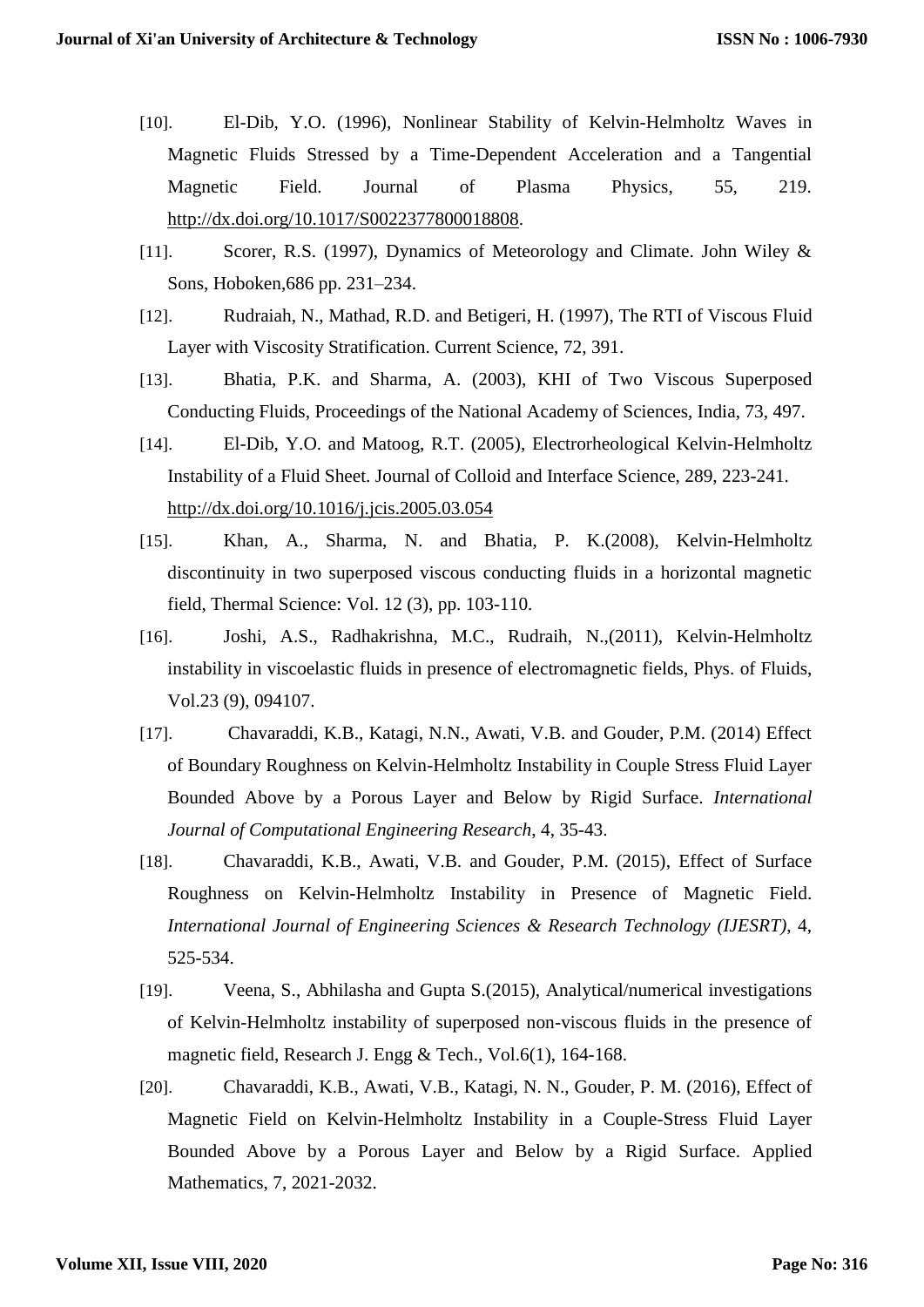[10]. El-Dib, Y.O. (1996), Nonlinear Stability of Kelvin-Helmholtz Waves in Magnetic Fluids Stressed by a Time-Dependent Acceleration and a Tangential Magnetic Field. Journal of Plasma Physics, 55, 219. http://dx.doi.org/10.1017/S0022377800018808.

[11]. Scorer, R.S. (1997), Dynamics of Meteorology and Climate. John Wiley & Sons, Hoboken,686 pp. 231–234.

[12]. Rudraiah, N., Mathad, R.D. and Betigeri, H. (1997), The RTI of Viscous Fluid Layer with Viscosity Stratification. Current Science, 72, 391.

[13]. Bhatia, P.K. and Sharma, A. (2003), KHI of Two Viscous Superposed Conducting Fluids, Proceedings of the National Academy of Sciences, India, 73, 497.

[14]. El-Dib, Y.O. and Matoog, R.T. (2005), Electrorheological Kelvin-Helmholtz Instability of a Fluid Sheet. Journal of Colloid and Interface Science, 289, 223-241. http://dx.doi.org/10.1016/j.jcis.2005.03.054

[15]. Khan, A., Sharma, N. and Bhatia, P. K.(2008), Kelvin-Helmholtz discontinuity in two superposed viscous conducting fluids in a horizontal magnetic field, Thermal Science: Vol. 12 (3), pp. 103-110.

[16]. Joshi, A.S., Radhakrishna, M.C., Rudraih, N.,(2011), Kelvin-Helmholtz instability in viscoelastic fluids in presence of electromagnetic fields, Phys. of Fluids, Vol.23 (9), 094107.

[17]. Chavaraddi, K.B., Katagi, N.N., Awati, V.B. and Gouder, P.M. (2014) Effect of Boundary Roughness on Kelvin-Helmholtz Instability in Couple Stress Fluid Layer Bounded Above by a Porous Layer and Below by Rigid Surface. *International Journal of Computational Engineering Research*, 4, 35-43.

[18]. Chavaraddi, K.B., Awati, V.B. and Gouder, P.M. (2015), Effect of Surface Roughness on Kelvin-Helmholtz Instability in Presence of Magnetic Field. *International Journal of Engineering Sciences & Research Technology (IJESRT)*, 4, 525-534.

[19]. Veena, S., Abhilasha and Gupta S.(2015), Analytical/numerical investigations of Kelvin-Helmholtz instability of superposed non-viscous fluids in the presence of magnetic field, Research J. Engg & Tech., Vol.6(1), 164-168.

[20]. Chavaraddi, K.B., Awati, V.B., Katagi, N. N., Gouder, P. M. (2016), Effect of Magnetic Field on Kelvin-Helmholtz Instability in a Couple-Stress Fluid Layer Bounded Above by a Porous Layer and Below by a Rigid Surface. Applied Mathematics, 7, 2021-2032.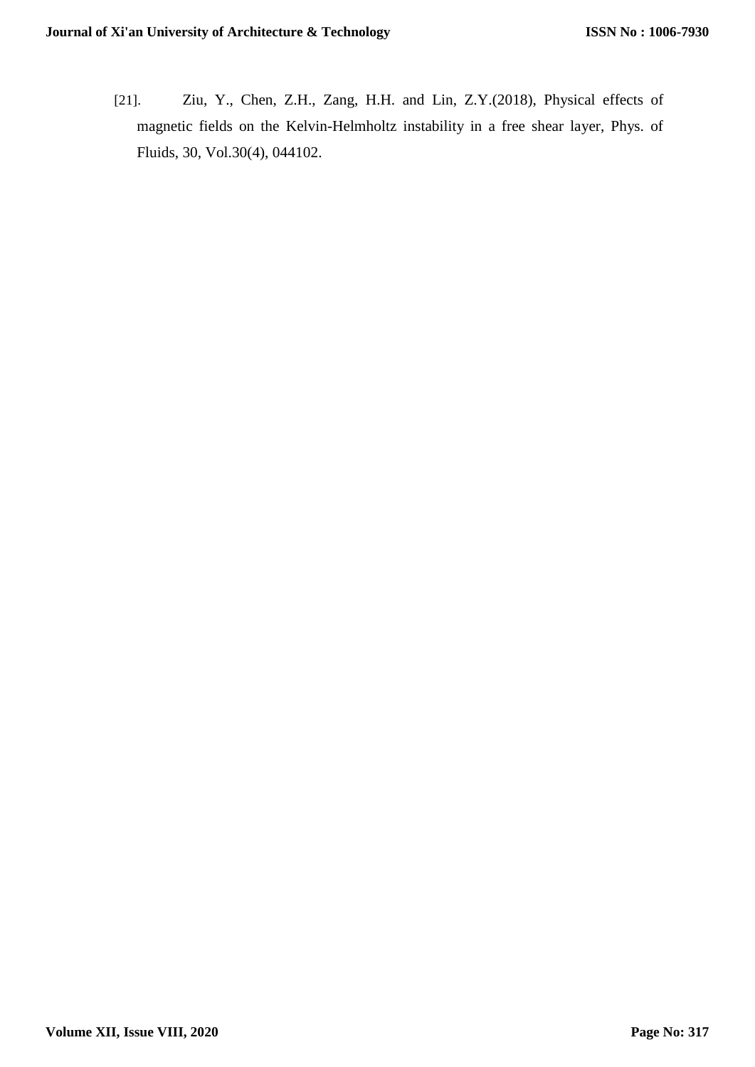[21]. Ziu, Y., Chen, Z.H., Zang, H.H. and Lin, Z.Y.(2018), Physical effects of magnetic fields on the Kelvin-Helmholtz instability in a free shear layer, Phys. of Fluids, 30, Vol.30(4), 044102.